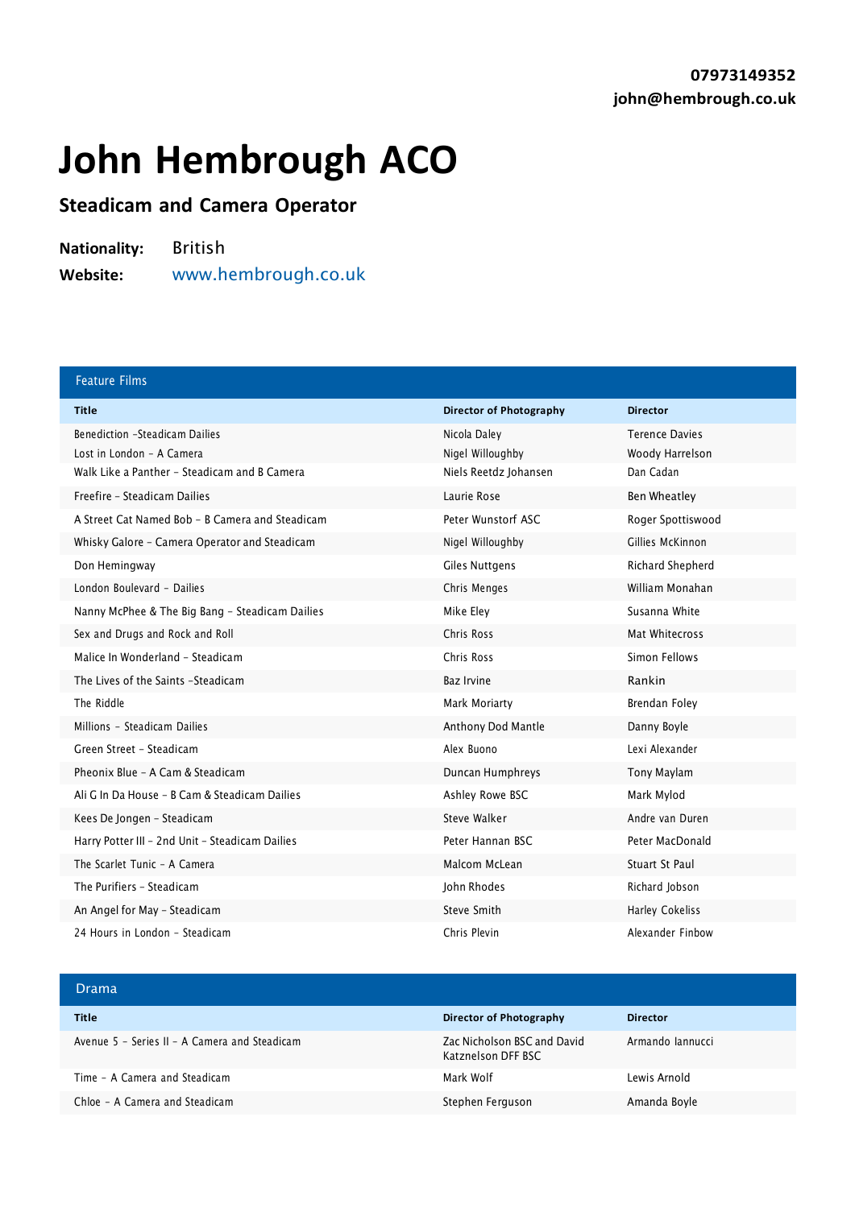**07973149352**
**john@hembrough.co.uk**

# John Hembrough ACO

## Steadicam and Camera Operator

**Nationality:** British
**Website:** www.hembrough.co.uk

## Feature Films

| Title | Director of Photography | Director |
|---|---|---|
| Benediction -Steadicam Dailies | Nicola Daley | Terence Davies |
| Lost in London - A Camera | Nigel Willoughby | Woody Harrelson |
| Walk Like a Panther - Steadicam and B Camera | Niels Reetdz Johansen | Dan Cadan |
| Freefire - Steadicam Dailies | Laurie Rose | Ben Wheatley |
| A Street Cat Named Bob - B Camera and Steadicam | Peter Wunstorf ASC | Roger Spottiswood |
| Whisky Galore - Camera Operator and Steadicam | Nigel Willoughby | Gillies McKinnon |
| Don Hemingway | Giles Nuttgens | Richard Shepherd |
| London Boulevard - Dailies | Chris Menges | William Monahan |
| Nanny McPhee & The Big Bang - Steadicam Dailies | Mike Eley | Susanna White |
| Sex and Drugs and Rock and Roll | Chris Ross | Mat Whitecross |
| Malice In Wonderland - Steadicam | Chris Ross | Simon Fellows |
| The Lives of the Saints -Steadicam | Baz Irvine | Rankin |
| The Riddle | Mark Moriarty | Brendan Foley |
| Millions - Steadicam Dailies | Anthony Dod Mantle | Danny Boyle |
| Green Street - Steadicam | Alex Buono | Lexi Alexander |
| Pheonix Blue - A Cam & Steadicam | Duncan Humphreys | Tony Maylam |
| Ali G In Da House - B Cam & Steadicam Dailies | Ashley Rowe BSC | Mark Mylod |
| Kees De Jongen - Steadicam | Steve Walker | Andre van Duren |
| Harry Potter III - 2nd Unit - Steadicam Dailies | Peter Hannan BSC | Peter MacDonald |
| The Scarlet Tunic - A Camera | Malcom McLean | Stuart St Paul |
| The Purifiers - Steadicam | John Rhodes | Richard Jobson |
| An Angel for May - Steadicam | Steve Smith | Harley Cokeliss |
| 24 Hours in London - Steadicam | Chris Plevin | Alexander Finbow |

## Drama

| Title | Director of Photography | Director |
|---|---|---|
| Avenue 5 - Series II - A Camera and Steadicam | Zac Nicholson BSC and David Katznelson DFF BSC | Armando Iannucci |
| Time - A Camera and Steadicam | Mark Wolf | Lewis Arnold |
| Chloe - A Camera and Steadicam | Stephen Ferguson | Amanda Boyle |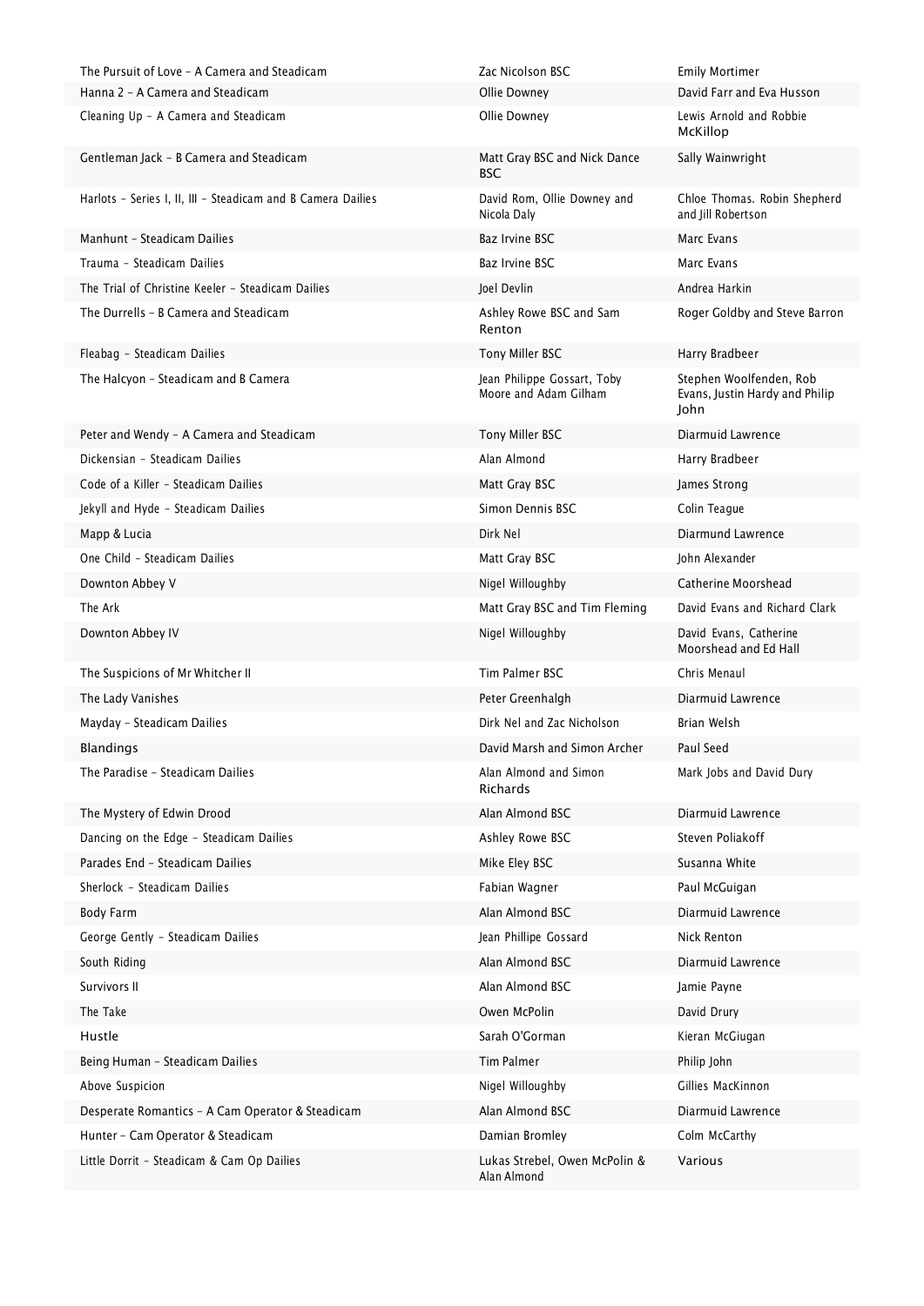| | | |
|---|---|---|
| The Pursuit of Love – A Camera and Steadicam | Zac Nicolson BSC | Emily Mortimer |
| Hanna 2 – A Camera and Steadicam | Ollie Downey | David Farr and Eva Husson |
| Cleaning Up – A Camera and Steadicam | Ollie Downey | Lewis Arnold and Robbie McKillop |
| Gentleman Jack – B Camera and Steadicam | Matt Gray BSC and Nick Dance BSC | Sally Wainwright |
| Harlots – Series I, II, III – Steadicam and B Camera Dailies | David Rom, Ollie Downey and Nicola Daly | Chloe Thomas. Robin Shepherd and Jill Robertson |
| Manhunt – Steadicam Dailies | Baz Irvine BSC | Marc Evans |
| Trauma – Steadicam Dailies | Baz Irvine BSC | Marc Evans |
| The Trial of Christine Keeler – Steadicam Dailies | Joel Devlin | Andrea Harkin |
| The Durrells – B Camera and Steadicam | Ashley Rowe BSC and Sam Renton | Roger Goldby and Steve Barron |
| Fleabag – Steadicam Dailies | Tony Miller BSC | Harry Bradbeer |
| The Halcyon – Steadicam and B Camera | Jean Philippe Gossart, Toby Moore and Adam Gilham | Stephen Woolfenden, Rob Evans, Justin Hardy and Philip John |
| Peter and Wendy – A Camera and Steadicam | Tony Miller BSC | Diarmuid Lawrence |
| Dickensian – Steadicam Dailies | Alan Almond | Harry Bradbeer |
| Code of a Killer – Steadicam Dailies | Matt Gray BSC | James Strong |
| Jekyll and Hyde – Steadicam Dailies | Simon Dennis BSC | Colin Teague |
| Mapp & Lucia | Dirk Nel | Diarmund Lawrence |
| One Child – Steadicam Dailies | Matt Gray BSC | John Alexander |
| Downton Abbey V | Nigel Willoughby | Catherine Moorshead |
| The Ark | Matt Gray BSC and Tim Fleming | David Evans and Richard Clark |
| Downton Abbey IV | Nigel Willoughby | David Evans, Catherine Moorshead and Ed Hall |
| The Suspicions of Mr Whitcher II | Tim Palmer BSC | Chris Menaul |
| The Lady Vanishes | Peter Greenhalgh | Diarmuid Lawrence |
| Mayday – Steadicam Dailies | Dirk Nel and Zac Nicholson | Brian Welsh |
| Blandings | David Marsh and Simon Archer | Paul Seed |
| The Paradise – Steadicam Dailies | Alan Almond and Simon Richards | Mark Jobs and David Dury |
| The Mystery of Edwin Drood | Alan Almond BSC | Diarmuid Lawrence |
| Dancing on the Edge – Steadicam Dailies | Ashley Rowe BSC | Steven Poliakoff |
| Parades End – Steadicam Dailies | Mike Eley BSC | Susanna White |
| Sherlock – Steadicam Dailies | Fabian Wagner | Paul McGuigan |
| Body Farm | Alan Almond BSC | Diarmuid Lawrence |
| George Gently – Steadicam Dailies | Jean Phillipe Gossard | Nick Renton |
| South Riding | Alan Almond BSC | Diarmuid Lawrence |
| Survivors II | Alan Almond BSC | Jamie Payne |
| The Take | Owen McPolin | David Drury |
| Hustle | Sarah O'Gorman | Kieran McGiugan |
| Being Human – Steadicam Dailies | Tim Palmer | Philip John |
| Above Suspicion | Nigel Willoughby | Gillies MacKinnon |
| Desperate Romantics – A Cam Operator & Steadicam | Alan Almond BSC | Diarmuid Lawrence |
| Hunter – Cam Operator & Steadicam | Damian Bromley | Colm McCarthy |
| Little Dorrit – Steadicam & Cam Op Dailies | Lukas Strebel, Owen McPolin & Alan Almond | Various |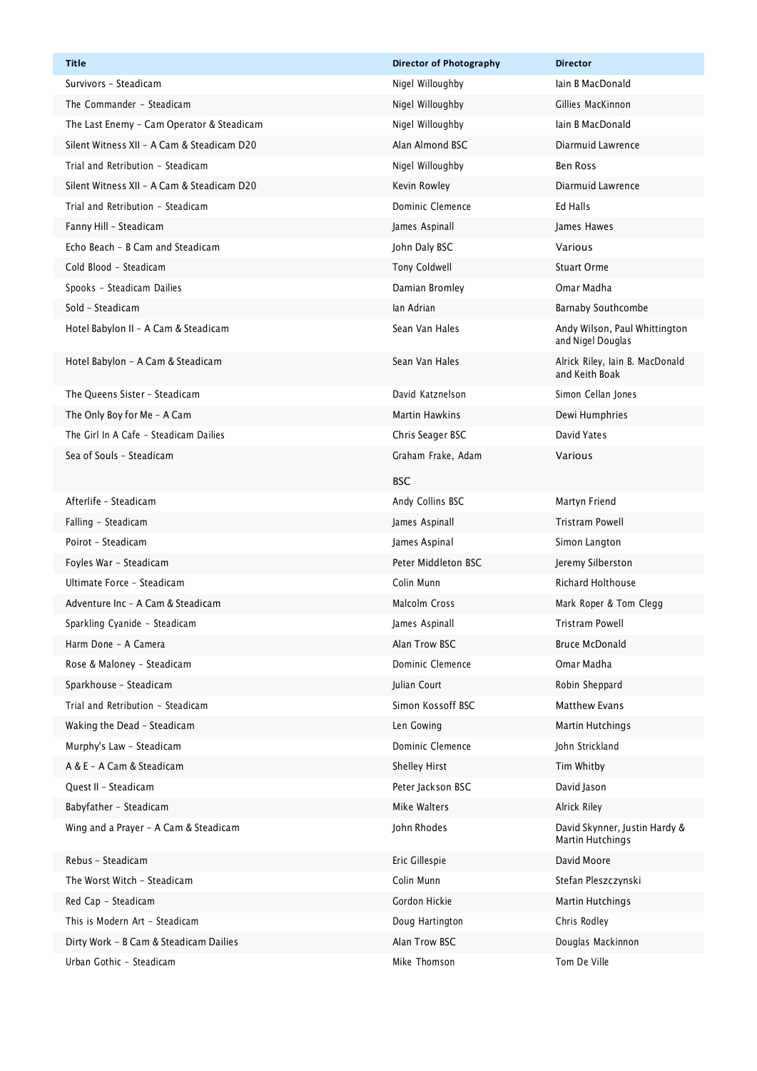| Title | Director of Photography | Director |
| --- | --- | --- |
| Survivors - Steadicam | Nigel Willoughby | Iain B MacDonald |
| The Commander - Steadicam | Nigel Willoughby | Gillies MacKinnon |
| The Last Enemy - Cam Operator & Steadicam | Nigel Willoughby | Iain B MacDonald |
| Silent Witness XII - A Cam & Steadicam D20 | Alan Almond BSC | Diarmuid Lawrence |
| Trial and Retribution - Steadicam | Nigel Willoughby | Ben Ross |
| Silent Witness XII - A Cam & Steadicam D20 | Kevin Rowley | Diarmuid Lawrence |
| Trial and Retribution - Steadicam | Dominic Clemence | Ed Halls |
| Fanny Hill - Steadicam | James Aspinall | James Hawes |
| Echo Beach - B Cam and Steadicam | John Daly BSC | Various |
| Cold Blood - Steadicam | Tony Coldwell | Stuart Orme |
| Spooks - Steadicam Dailies | Damian Bromley | Omar Madha |
| Sold - Steadicam | Ian Adrian | Barnaby Southcombe |
| Hotel Babylon II - A Cam & Steadicam | Sean Van Hales | Andy Wilson, Paul Whittington and Nigel Douglas |
| Hotel Babylon - A Cam & Steadicam | Sean Van Hales | Alrick Riley, Iain B. MacDonald and Keith Boak |
| The Queens Sister - Steadicam | David Katznelson | Simon Cellan Jones |
| The Only Boy for Me - A Cam | Martin Hawkins | Dewi Humphries |
| The Girl In A Cafe - Steadicam Dailies | Chris Seager BSC | David Yates |
| Sea of Souls - Steadicam | Graham Frake, Adam BSC | Various |
| Afterlife - Steadicam | Andy Collins BSC | Martyn Friend |
| Falling - Steadicam | James Aspinall | Tristram Powell |
| Poirot - Steadicam | James Aspinal | Simon Langton |
| Foyles War - Steadicam | Peter Middleton BSC | Jeremy Silberston |
| Ultimate Force - Steadicam | Colin Munn | Richard Holthouse |
| Adventure Inc - A Cam & Steadicam | Malcolm Cross | Mark Roper & Tom Clegg |
| Sparkling Cyanide - Steadicam | James Aspinall | Tristram Powell |
| Harm Done - A Camera | Alan Trow BSC | Bruce McDonald |
| Rose & Maloney - Steadicam | Dominic Clemence | Omar Madha |
| Sparkhouse - Steadicam | Julian Court | Robin Sheppard |
| Trial and Retribution - Steadicam | Simon Kossoff BSC | Matthew Evans |
| Waking the Dead - Steadicam | Len Gowing | Martin Hutchings |
| Murphy's Law - Steadicam | Dominic Clemence | John Strickland |
| A & E - A Cam & Steadicam | Shelley Hirst | Tim Whitby |
| Quest II - Steadicam | Peter Jackson BSC | David Jason |
| Babyfather - Steadicam | Mike Walters | Alrick Riley |
| Wing and a Prayer - A Cam & Steadicam | John Rhodes | David Skynner, Justin Hardy & Martin Hutchings |
| Rebus - Steadicam | Eric Gillespie | David Moore |
| The Worst Witch - Steadicam | Colin Munn | Stefan Pleszczynski |
| Red Cap - Steadicam | Gordon Hickie | Martin Hutchings |
| This is Modern Art - Steadicam | Doug Hartington | Chris Rodley |
| Dirty Work - B Cam & Steadicam Dailies | Alan Trow BSC | Douglas Mackinnon |
| Urban Gothic - Steadicam | Mike Thomson | Tom De Ville |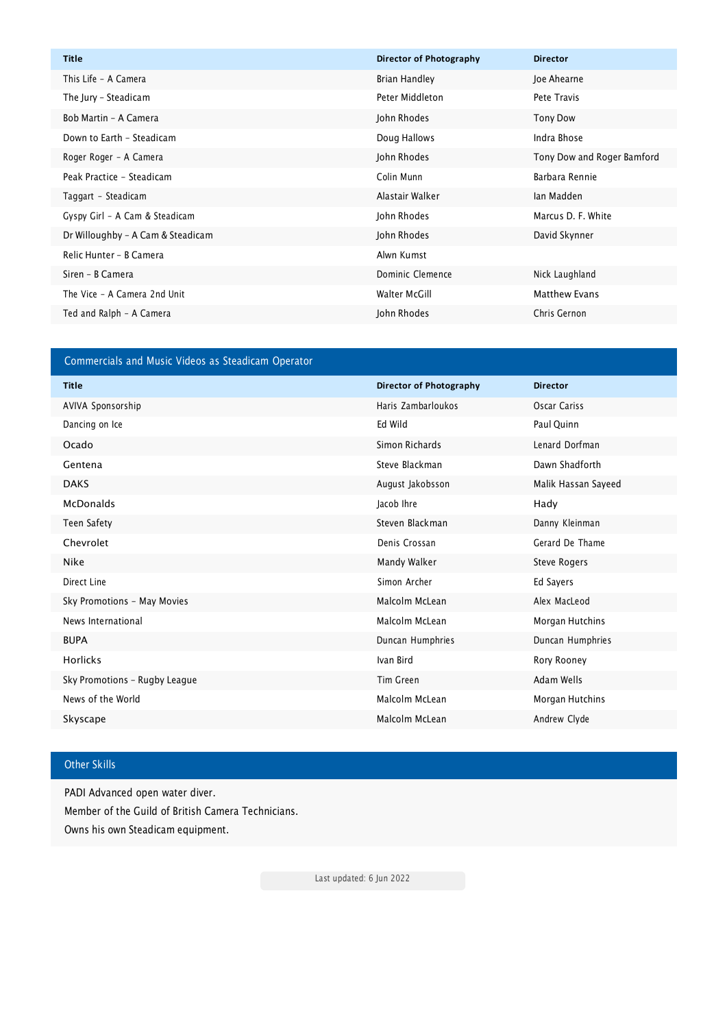| Title | Director of Photography | Director |
|---|---|---|
| This Life – A Camera | Brian Handley | Joe Ahearne |
| The Jury – Steadicam | Peter Middleton | Pete Travis |
| Bob Martin – A Camera | John Rhodes | Tony Dow |
| Down to Earth – Steadicam | Doug Hallows | Indra Bhose |
| Roger Roger – A Camera | John Rhodes | Tony Dow and Roger Bamford |
| Peak Practice – Steadicam | Colin Munn | Barbara Rennie |
| Taggart – Steadicam | Alastair Walker | Ian Madden |
| Gyspy Girl – A Cam & Steadicam | John Rhodes | Marcus D. F. White |
| Dr Willoughby – A Cam & Steadicam | John Rhodes | David Skynner |
| Relic Hunter – B Camera | Alwn Kumst | |
| Siren – B Camera | Dominic Clemence | Nick Laughland |
| The Vice – A Camera 2nd Unit | Walter McGill | Matthew Evans |
| Ted and Ralph – A Camera | John Rhodes | Chris Gernon |

## Commercials and Music Videos as Steadicam Operator

| Title | Director of Photography | Director |
|---|---|---|
| AVIVA Sponsorship | Haris Zambarloukos | Oscar Cariss |
| Dancing on Ice | Ed Wild | Paul Quinn |
| Ocado | Simon Richards | Lenard Dorfman |
| Gentena | Steve Blackman | Dawn Shadforth |
| DAKS | August Jakobsson | Malik Hassan Sayeed |
| McDonalds | Jacob Ihre | Hady |
| Teen Safety | Steven Blackman | Danny Kleinman |
| Chevrolet | Denis Crossan | Gerard De Thame |
| Nike | Mandy Walker | Steve Rogers |
| Direct Line | Simon Archer | Ed Sayers |
| Sky Promotions – May Movies | Malcolm McLean | Alex MacLeod |
| News International | Malcolm McLean | Morgan Hutchins |
| BUPA | Duncan Humphries | Duncan Humphries |
| Horlicks | Ivan Bird | Rory Rooney |
| Sky Promotions – Rugby League | Tim Green | Adam Wells |
| News of the World | Malcolm McLean | Morgan Hutchins |
| Skyscape | Malcolm McLean | Andrew Clyde |

## Other Skills

PADI Advanced open water diver.
Member of the Guild of British Camera Technicians.
Owns his own Steadicam equipment.

Last updated: 6 Jun 2022